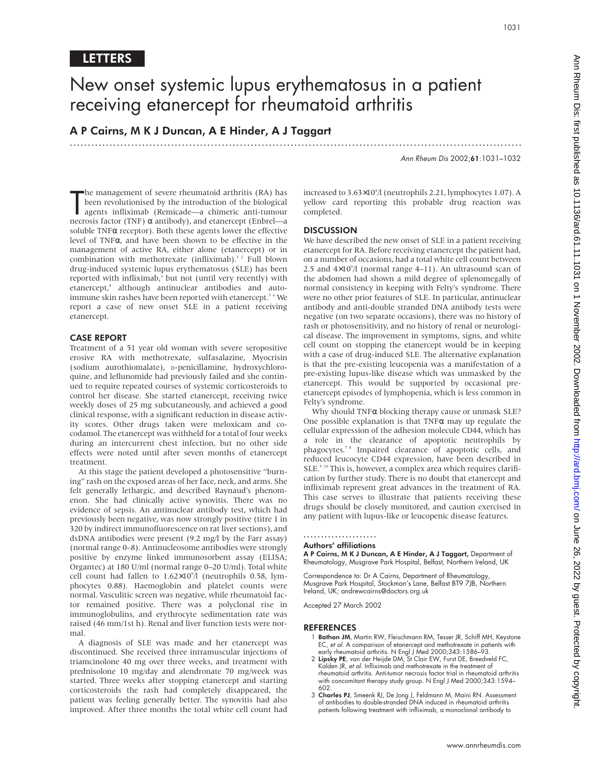# LETTERS

# New onset systemic lupus erythematosus in a patient receiving etanercept for rheumatoid arthritis

**A P Cairns, M K J Duncan, A E Hinder, A J Taggart**

The management of severe rheumatoid arthritis (RA) has been revolutionised by the introduction of the biological agents infliximab (Remicade—a chimeric anti-tumour necrosis factor (TNF) α antibody), and etanercept (Enbrel—a soluble TNFα receptor). Both these agents lower the effective level of TNFα, and have been shown to be effective in the management of active RA, either alone (etanercept) or in combination with methotrexate (infliximab).[1 2] Full blown drug-induced systemic lupus erythematosus (SLE) has been reported with infliximab,[3] but not (until very recently) with etanercept,[4] although antinuclear antibodies and autoimmune skin rashes have been reported with etanercept.[5 6] We report a case of new onset SLE in a patient receiving etanercept.

## CASE REPORT

Treatment of a 51 year old woman with severe seropositive erosive RA with methotrexate, sulfasalazine, Myocrisin (sodium aurothiomalate), D-penicillamine, hydroxychloroquine, and leflunomide had previously failed and she continued to require repeated courses of systemic corticosteroids to control her disease. She started etanercept, receiving twice weekly doses of 25 mg subcutaneously, and achieved a good clinical response, with a significant reduction in disease activity scores. Other drugs taken were meloxicam and co-codamol. The etanercept was withheld for a total of four weeks during an intercurrent chest infection, but no other side effects were noted until after seven months of etanercept treatment.

At this stage the patient developed a photosensitive "burning" rash on the exposed areas of her face, neck, and arms. She felt generally lethargic, and described Raynaud's phenomenon. She had clinically active synovitis. There was no evidence of sepsis. An antinuclear antibody test, which had previously been negative, was now strongly positive (titre 1 in 320 by indirect immunofluorescence on rat liver sections), and dsDNA antibodies were present (9.2 mg/l by the Farr assay) (normal range 0–8). Antinucleosome antibodies were strongly positive by enzyme linked immunosorbent assay (ELISA; Organtec) at 180 U/ml (normal range 0–20 U/ml). Total white cell count had fallen to $1.62\times10^9$/l (neutrophils 0.58, lymphocytes 0.88). Haemoglobin and platelet counts were normal. Vasculitic screen was negative, while rheumatoid factor remained positive. There was a polyclonal rise in immunoglobulins, and erythrocyte sedimentation rate was raised (46 mm/1st h). Renal and liver function tests were normal.

A diagnosis of SLE was made and her etanercept was discontinued. She received three intramuscular injections of triamcinolone 40 mg over three weeks, and treatment with prednisolone 10 mg/day and alendronate 70 mg/week was started. Three weeks after stopping etanercept and starting corticosteroids the rash had completely disappeared, the patient was feeling generally better. The synovitis had also improved. After three months the total white cell count had increased to $3.63\times10^9$/l (neutrophils 2.21, lymphocytes 1.07). A yellow card reporting this probable drug reaction was completed.

## DISCUSSION

We have described the new onset of SLE in a patient receiving etanercept for RA. Before receiving etanercept the patient had, on a number of occasions, had a total white cell count between 2.5 and $4\times10^9$/l (normal range 4–11). An ultrasound scan of the abdomen had shown a mild degree of splenomegally of normal consistency in keeping with Felty's syndrome. There were no other prior features of SLE. In particular, antinuclear antibody and anti-double stranded DNA antibody tests were negative (on two separate occasions), there was no history of rash or photosensitivity, and no history of renal or neurological disease. The improvement in symptoms, signs, and white cell count on stopping the etanercept would be in keeping with a case of drug-induced SLE. The alternative explanation is that the pre-existing leucopenia was a manifestation of a pre-existing lupus-like disease which was unmasked by the etanercept. This would be supported by occasional pre-etanercept episodes of lymphopenia, which is less common in Felty's syndrome.

Why should TNFα blocking therapy cause or unmask SLE? One possible explanation is that TNFα may up regulate the cellular expression of the adhesion molecule CD44, which has a role in the clearance of apoptotic neutrophils by phagocytes.[7 8] Impaired clearance of apoptotic cells, and reduced leucocyte CD44 expression, have been described in SLE.[9 10] This is, however, a complex area which requires clarification by further study. There is no doubt that etanercept and infliximab represent great advances in the treatment of RA. This case serves to illustrate that patients receiving these drugs should be closely monitored, and caution exercised in any patient with lupus-like or leucopenic disease features.

### Authors' affiliations

**A P Cairns, M K J Duncan, A E Hinder, A J Taggart,** Department of Rheumatology, Musgrave Park Hospital, Belfast, Northern Ireland, UK

Correspondence to: Dr A Cairns, Department of Rheumatology, Musgrave Park Hospital, Stockman's Lane, Belfast BT9 7JB, Northern Ireland, UK; andrewcairns@doctors.org.uk

Accepted 27 March 2002

## REFERENCES

1. **Bathon JM**, Martin RW, Fleischmann RM, Tesser JR, Schiff MH, Keystone EC, *et al*. A comparison of etanercept and methotrexate in patients with early rheumatoid arthritis. N Engl J Med 2000;343:1586–93.
2. **Lipsky PE**, van der Heijde DM, St Clair EW, Furst DE, Breedveld FC, Kalden JR, *et al*. Infliximab and methotrexate in the treatment of rheumatoid arthritis. Anti-tumor necrosis factor trial in rheumatoid arthritis with concomitant therapy study group. N Engl J Med 2000;343:1594–602.
3. **Charles PJ**, Smeenk RJ, De Jong J, Feldmann M, Maini RN. Assessment of antibodies to double-stranded DNA induced in rheumatoid arthritis patients following treatment with infliximab, a monoclonal antibody to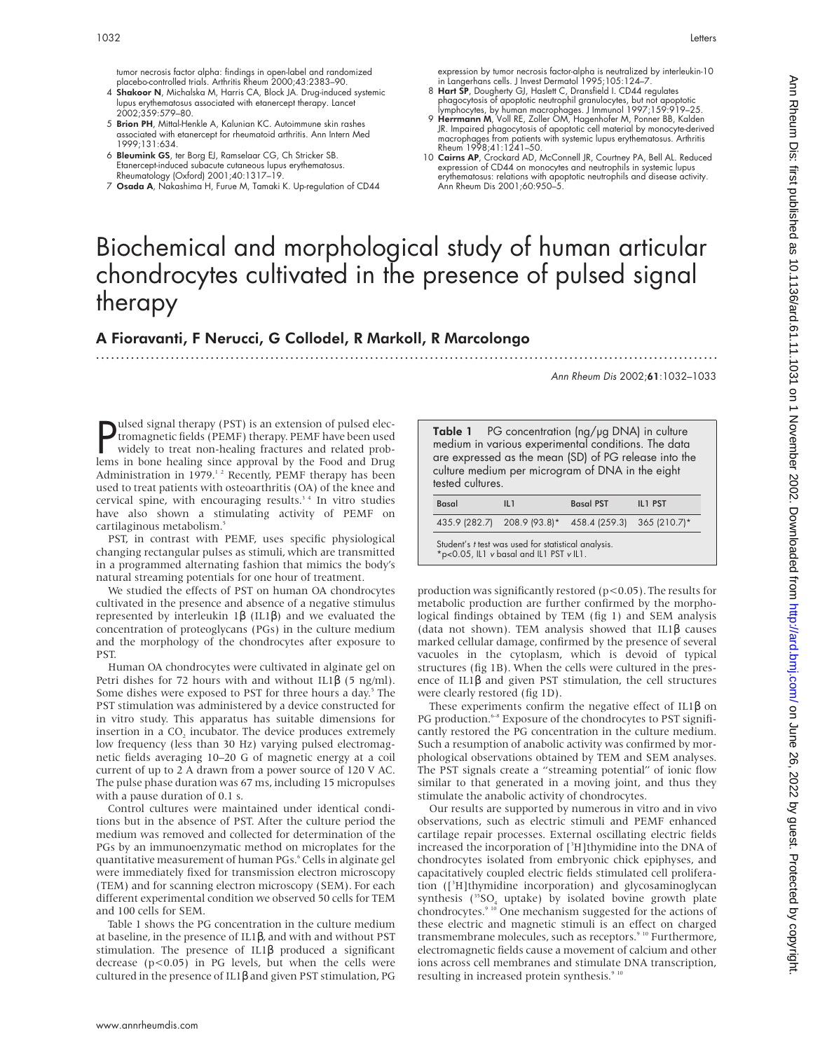tumor necrosis factor alpha: findings in open-label and randomized placebo-controlled trials. Arthritis Rheum 2000;43:2383–90.

4 **Shakoor N**, Michalska M, Harris CA, Block JA. Drug-induced systemic lupus erythematosus associated with etanercept therapy. Lancet 2002;359:579–80.

5 **Brion PH**, Mittal-Henkle A, Kalunian KC. Autoimmune skin rashes associated with etanercept for rheumatoid arthritis. Ann Intern Med 1999;131:634.

6 **Bleumink GS**, ter Borg EJ, Ramselaar CG, Ch Stricker SB. Etanercept-induced subacute cutaneous lupus erythematosus. Rheumatology (Oxford) 2001;40:1317–19.

7 **Osada A**, Nakashima H, Furue M, Tamaki K. Up-regulation of CD44 expression by tumor necrosis factor-alpha is neutralized by interleukin-10 in Langerhans cells. J Invest Dermatol 1995;105:124–7.

8 **Hart SP**, Dougherty GJ, Haslett C, Dransfield I. CD44 regulates phagocytosis of apoptotic neutrophil granulocytes, but not apoptotic lymphocytes, by human macrophages. J Immunol 1997;159:919–25.

9 **Herrmann M**, Voll RE, Zoller OM, Hagenhofer M, Ponner BB, Kalden JR. Impaired phagocytosis of apoptotic cell material by monocyte-derived macrophages from patients with systemic lupus erythematosus. Arthritis Rheum 1998;41:1241–50.

10 **Cairns AP**, Crockard AD, McConnell JR, Courtney PA, Bell AL. Reduced expression of CD44 on monocytes and neutrophils in systemic lupus erythematosus: relations with apoptotic neutrophils and disease activity. Ann Rheum Dis 2001;60:950–5.

# Biochemical and morphological study of human articular chondrocytes cultivated in the presence of pulsed signal therapy

**A Fioravanti, F Nerucci, G Collodel, R Markoll, R Marcolongo**

*Ann Rheum Dis* 2002;**61**:1032–1033

Pulsed signal therapy (PST) is an extension of pulsed electromagnetic fields (PEMF) therapy. PEMF have been used widely to treat non-healing fractures and related problems in bone healing since approval by the Food and Drug Administration in 1979.[1 2] Recently, PEMF therapy has been used to treat patients with osteoarthritis (OA) of the knee and cervical spine, with encouraging results.[3 4] In vitro studies have also shown a stimulating activity of PEMF on cartilaginous metabolism.[5]

PST, in contrast with PEMF, uses specific physiological changing rectangular pulses as stimuli, which are transmitted in a programmed alternating fashion that mimics the body's natural streaming potentials for one hour of treatment.

We studied the effects of PST on human OA chondrocytes cultivated in the presence and absence of a negative stimulus represented by interleukin 1β (IL1β) and we evaluated the concentration of proteoglycans (PGs) in the culture medium and the morphology of the chondrocytes after exposure to PST.

Human OA chondrocytes were cultivated in alginate gel on Petri dishes for 72 hours with and without IL1β (5 ng/ml). Some dishes were exposed to PST for three hours a day.[5] The PST stimulation was administered by a device constructed for in vitro study. This apparatus has suitable dimensions for insertion in a $CO_2$ incubator. The device produces extremely low frequency (less than 30 Hz) varying pulsed electromagnetic fields averaging 10–20 G of magnetic energy at a coil current of up to 2 A drawn from a power source of 120 V AC. The pulse phase duration was 67 ms, including 15 micropulses with a pause duration of 0.1 s.

Control cultures were maintained under identical conditions but in the absence of PST. After the culture period the medium was removed and collected for determination of the PGs by an immunoenzymatic method on microplates for the quantitative measurement of human PGs.[6] Cells in alginate gel were immediately fixed for transmission electron microscopy (TEM) and for scanning electron microscopy (SEM). For each different experimental condition we observed 50 cells for TEM and 100 cells for SEM.

Table 1 shows the PG concentration in the culture medium at baseline, in the presence of IL1β, and with and without PST stimulation. The presence of IL1β produced a significant decrease ($p<0.05$) in PG levels, but when the cells were cultured in the presence of IL1β and given PST stimulation, PG production was significantly restored ($p<0.05$). The results for metabolic production are further confirmed by the morphological findings obtained by TEM (fig 1) and SEM analysis (data not shown). TEM analysis showed that IL1β causes marked cellular damage, confirmed by the presence of several vacuoles in the cytoplasm, which is devoid of typical structures (fig 1B). When the cells were cultured in the presence of IL1β and given PST stimulation, the cell structures were clearly restored (fig 1D).

**Table 1** PG concentration (ng/μg DNA) in culture medium in various experimental conditions. The data are expressed as the mean (SD) of PG release into the culture medium per microgram of DNA in the eight tested cultures.

| Basal | IL1 | Basal PST | IL1 PST |
|---|---|---|---|
| 435.9 (282.7) | 208.9 (93.8)* | 458.4 (259.3) | 365 (210.7)* |

Student's *t* test was used for statistical analysis.
*$p<0.05$, IL1 *v* basal and IL1 PST *v* IL1.

These experiments confirm the negative effect of IL1β on PG production.[6–8] Exposure of the chondrocytes to PST significantly restored the PG concentration in the culture medium. Such a resumption of anabolic activity was confirmed by morphological observations obtained by TEM and SEM analyses. The PST signals create a "streaming potential" of ionic flow similar to that generated in a moving joint, and thus they stimulate the anabolic activity of chondrocytes.

Our results are supported by numerous in vitro and in vivo observations, such as electric stimuli and PEMF enhanced cartilage repair processes. External oscillating electric fields increased the incorporation of [$^3$H]thymidine into the DNA of chondrocytes isolated from embryonic chick epiphyses, and capacitatively coupled electric fields stimulated cell proliferation ([$^3$H]thymidine incorporation) and glycosaminoglycan synthesis ($^{35}SO_4$ uptake) by isolated bovine growth plate chondrocytes.[9 10] One mechanism suggested for the actions of these electric and magnetic stimuli is an effect on charged transmembrane molecules, such as receptors.[9 10] Furthermore, electromagnetic fields cause a movement of calcium and other ions across cell membranes and stimulate DNA transcription, resulting in increased protein synthesis.[9 10]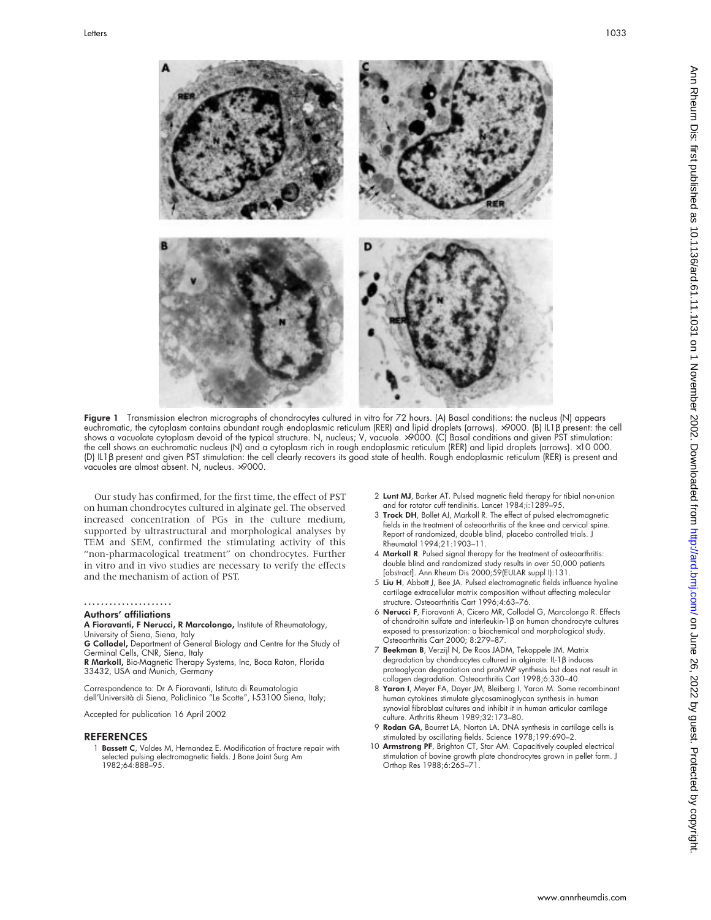Figure 1 Transmission electron micrographs of chondrocytes cultured in vitro for 72 hours. (A) Basal conditions: the nucleus (N) appears euchromatic, the cytoplasm contains abundant rough endoplasmic reticulum (RER) and lipid droplets (arrows). ×9000. (B) IL1β present: the cell shows a vacuolate cytoplasm devoid of the typical structure. N, nucleus; V, vacuole. ×9000. (C) Basal conditions and given PST stimulation: the cell shows an euchromatic nucleus (N) and a cytoplasm rich in rough endoplasmic reticulum (RER) and lipid droplets (arrows). ×10 000. (D) IL1β present and given PST stimulation: the cell clearly recovers its good state of health. Rough endoplasmic reticulum (RER) is present and vacuoles are almost absent. N, nucleus. ×9000.

Our study has confirmed, for the first time, the effect of PST on human chondrocytes cultured in alginate gel. The observed increased concentration of PGs in the culture medium, supported by ultrastructural and morphological analyses by TEM and SEM, confirmed the stimulating activity of this "non-pharmacological treatment" on chondrocytes. Further in vitro and in vivo studies are necessary to verify the effects and the mechanism of action of PST.

## Authors' affiliations

**A Fioravanti, F Nerucci, R Marcolongo,** Institute of Rheumatology, University of Siena, Siena, Italy
**G Collodel,** Department of General Biology and Centre for the Study of Germinal Cells, CNR, Siena, Italy
**R Markoll,** Bio-Magnetic Therapy Systems, Inc, Boca Raton, Florida 33432, USA and Munich, Germany

Correspondence to: Dr A Fioravanti, Istituto di Reumatologia dell'Università di Siena, Policlinico "Le Scotte", I-53100 Siena, Italy;

Accepted for publication 16 April 2002

## REFERENCES

1. **Bassett C**, Valdes M, Hernandez E. Modification of fracture repair with selected pulsing electromagnetic fields. J Bone Joint Surg Am 1982;64:888–95.
2. **Lunt MJ**, Barker AT. Pulsed magnetic field therapy for tibial non-union and for rotator cuff tendinitis. Lancet 1984;i:1289–95.
3. **Trock DH**, Bollet AJ, Markoll R. The effect of pulsed electromagnetic fields in the treatment of osteoarthritis of the knee and cervical spine. Report of randomized, double blind, placebo controlled trials. J Rheumatol 1994;21:1903–11.
4. **Markoll R**. Pulsed signal therapy for the treatment of osteoarthritis: double blind and randomized study results in over 50,000 patients [abstract]. Ann Rheum Dis 2000;59(EULAR suppl I):131.
5. **Liu H**, Abbott J, Bee JA. Pulsed electromagnetic fields influence hyaline cartilage extracellular matrix composition without affecting molecular structure. Osteoarthritis Cart 1996;4:63–76.
6. **Nerucci F**, Fioravanti A, Cicero MR, Collodel G, Marcolongo R. Effects of chondroitin sulfate and interleukin-1β on human chondrocyte cultures exposed to pressurization: a biochemical and morphological study. Osteoarthritis Cart 2000; 8:279–87.
7. **Beekman B**, Verzijl N, De Roos JADM, Tekoppele JM. Matrix degradation by chondrocytes cultured in alginate: IL-1β induces proteoglycan degradation and proMMP synthesis but does not result in collagen degradation. Osteoarthritis Cart 1998;6:330–40.
8. **Yaron I**, Meyer FA, Dayer JM, Bleiberg I, Yaron M. Some recombinant human cytokines stimulate glycosaminoglycan synthesis in human synovial fibroblast cultures and inhibit it in human articular cartilage culture. Arthritis Rheum 1989;32:173–80.
9. **Rodan GA**, Bourret LA, Norton LA. DNA synthesis in cartilage cells is stimulated by oscillating fields. Science 1978;199:690–2.
10. **Armstrong PF**, Brighton CT, Star AM. Capacitively coupled electrical stimulation of bovine growth plate chondrocytes grown in pellet form. J Orthop Res 1988;6:265–71.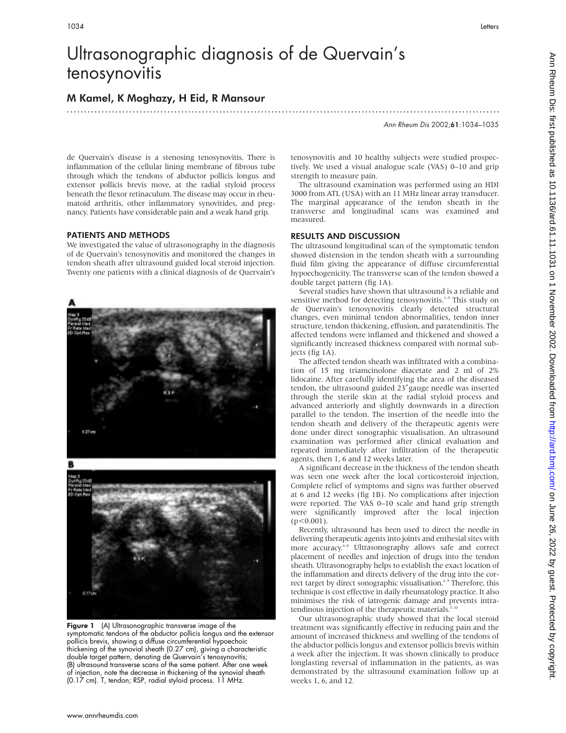# Ultrasonographic diagnosis of de Quervain's tenosynovitis

## M Kamel, K Moghazy, H Eid, R Mansour

de Quervain's disease is a stenosing tenosynovitis. There is inflammation of the cellular lining membrane of fibrous tube through which the tendons of abductor pollicis longus and extensor pollicis brevis move, at the radial styloid process beneath the flexor retinaculum. The disease may occur in rheumatoid arthritis, other inflammatory synovitides, and pregnancy. Patients have considerable pain and a weak hand grip.

### PATIENTS AND METHODS

We investigated the value of ultrasonography in the diagnosis of de Quervain's tenosynovitis and monitored the changes in tendon sheath after ultrasound guided local steroid injection. Twenty one patients with a clinical diagnosis of de Quervain's tenosynovitis and 10 healthy subjects were studied prospectively. We used a visual analogue scale (VAS) 0–10 and grip strength to measure pain.

The ultrasound examination was performed using an HDI 3000 from ATL (USA) with an 11 MHz linear array transducer. The marginal appearance of the tendon sheath in the transverse and longitudinal scans was examined and measured.

Figure 1 (A) Ultrasonographic transverse image of the symptomatic tendons of the abductor pollicis longus and the extensor pollicis brevis, showing a diffuse circumferential hypoechoic thickening of the synovial sheath (0.27 cm), giving a characteristic double target pattern, denoting de Quervain's tenosynovitis; (B) ultrasound transverse scans of the same patient. After one week of injection, note the decrease in thickening of the synovial sheath (0.17 cm). T, tendon; RSP, radial styloid process. 11 MHz.

### RESULTS AND DISCUSSION

The ultrasound longitudinal scan of the symptomatic tendon showed distension in the tendon sheath with a surrounding fluid film giving the appearance of diffuse circumferential hypoechogenicity. The transverse scan of the tendon showed a double target pattern (fig 1A).

Several studies have shown that ultrasound is a reliable and sensitive method for detecting tenosynovitis.[1–5] This study on de Quervain's tenosynovitis clearly detected structural changes, even minimal tendon abnormalities, tendon inner structure, tendon thickening, effusion, and paratendinitis. The affected tendons were inflamed and thickened and showed a significantly increased thickness compared with normal subjects (fig 1A).

The affected tendon sheath was infiltrated with a combination of 15 mg triamcinolone diacetate and 2 ml of 2% lidocaine. After carefully identifying the area of the diseased tendon, the ultrasound guided 23″gauge needle was inserted through the sterile skin at the radial styloid process and advanced anteriorly and slightly downwards in a direction parallel to the tendon. The insertion of the needle into the tendon sheath and delivery of the therapeutic agents were done under direct sonographic visualisation. An ultrasound examination was performed after clinical evaluation and repeated immediately after infiltration of the therapeutic agents, then 1, 6 and 12 weeks later.

A significant decrease in the thickness of the tendon sheath was seen one week after the local corticosteroid injection, Complete relief of symptoms and signs was further observed at 6 and 12 weeks (fig 1B). No complications after injection were reported. The VAS 0–10 scale and hand grip strength were significantly improved after the local injection ($p<0.001$).

Recently, ultrasound has been used to direct the needle in delivering therapeutic agents into joints and enthesial sites with more accuracy.[6–8] Ultrasonography allows safe and correct placement of needles and injection of drugs into the tendon sheath. Ultrasonography helps to establish the exact location of the inflammation and directs delivery of the drug into the correct target by direct sonographic visualisation.[6 9] Therefore, this technique is cost effective in daily rheumatology practice. It also minimises the risk of iatrogenic damage and prevents intratendinous injection of the therapeutic materials.[7–10]

Our ultrasonographic study showed that the local steroid treatment was significantly effective in reducing pain and the amount of increased thickness and swelling of the tendons of the abductor pollicis longus and extensor pollicis brevis within a week after the injection. It was shown clinically to produce longlasting reversal of inflammation in the patients, as was demonstrated by the ultrasound examination follow up at weeks 1, 6, and 12.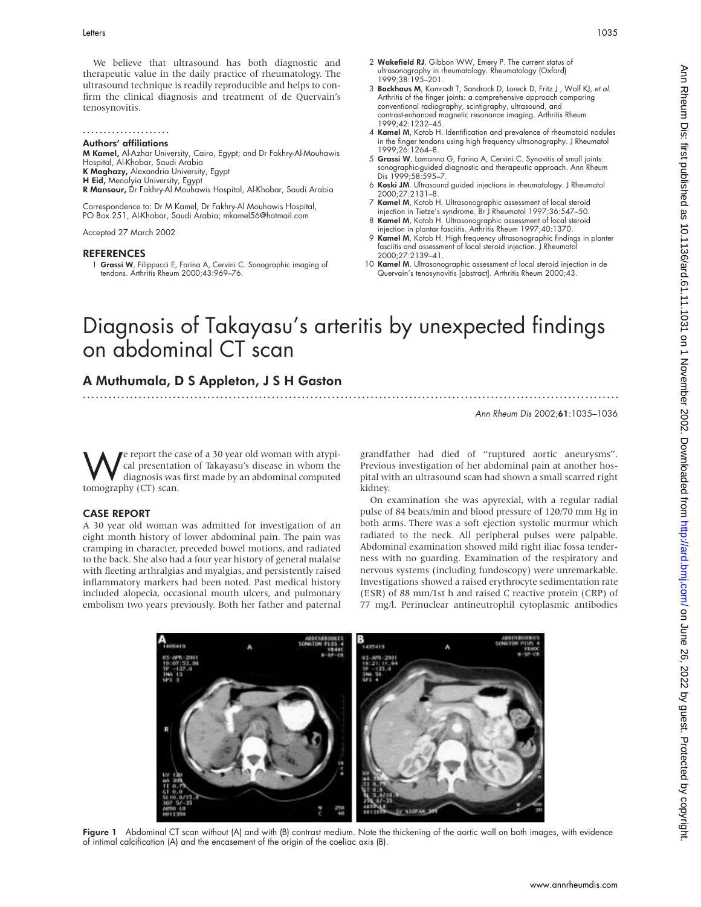We believe that ultrasound has both diagnostic and therapeutic value in the daily practice of rheumatology. The ultrasound technique is readily reproducible and helps to confirm the clinical diagnosis and treatment of de Quervain's tenosynovitis.

### Authors' affiliations

**M Kamel,** Al-Azhar University, Cairo, Egypt; and Dr Fakhry-Al-Mouhawis Hospital, Al-Khobar, Saudi Arabia
**K Moghazy,** Alexandria University, Egypt
**H Eid,** Menofyia University, Egypt
**R Mansour,** Dr Fakhry-Al Mouhawis Hospital, Al-Khobar, Saudi Arabia

Correspondence to: Dr M Kamel, Dr Fakhry-Al Mouhawis Hospital, PO Box 251, Al-Khobar, Saudi Arabia; mkamel56@hotmail.com

Accepted 27 March 2002

## REFERENCES

1. **Grassi W**, Filippucci E, Farina A, Cervini C. Sonographic imaging of tendons. Arthritis Rheum 2000;43:969–76.
2. **Wakefield RJ**, Gibbon WW, Emery P. The current status of ultrasonography in rheumatology. Rheumatology (Oxford) 1999;38:195–201.
3. **Backhaus M**, Kamradt T, Sandrock D, Loreck D, Fritz J , Wolf KJ, *et al.* Arthritis of the finger joints: a comprehensive approach comparing conventional radiography, scintigraphy, ultrasound, and contrast-enhanced magnetic resonance imaging. Arthritis Rheum 1999;42:1232–45.
4. **Kamel M**, Kotob H. Identification and prevalence of rheumatoid nodules in the finger tendons using high frequency ultrsonography. J Rheumatol 1999;26:1264–8.
5. **Grassi W**, Lamanna G, Farina A, Cervini C. Synovitis of small joints: sonographic-guided diagnostic and therapeutic approach. Ann Rheum Dis 1999;58:595–7.
6. **Koski JM**. Ultrasound guided injections in rheumatology. J Rheumatol 2000;27:2131–8.
7. **Kamel M**, Kotob H. Ultrasonographic assessment of local steroid injection in Tietze's syndrome. Br J Rheumatol 1997;36:547–50.
8. **Kamel M**, Kotob H. Ultrasonographic assessment of local steroid injection in plantar fasciitis. Arthritis Rheum 1997;40:1370.
9. **Kamel M**, Kotob H. High frequency ultrasonographic findings in planter fasciitis and assessment of local steroid injection. J Rheumatol 2000;27:2139–41.
10. **Kamel M**. Ultrasonographic assessment of local steroid injection in de Quervain's tenosynovitis [abstract]. Arthritis Rheum 2000;43.

# Diagnosis of Takayasu's arteritis by unexpected findings on abdominal CT scan

## A Muthumala, D S Appleton, J S H Gaston

*Ann Rheum Dis* 2002;**61**:1035–1036

We report the case of a 30 year old woman with atypical presentation of Takayasu's disease in whom the diagnosis was first made by an abdominal computed tomography (CT) scan.

## CASE REPORT

A 30 year old woman was admitted for investigation of an eight month history of lower abdominal pain. The pain was cramping in character, preceded bowel motions, and radiated to the back. She also had a four year history of general malaise with fleeting arthralgias and myalgias, and persistently raised inflammatory markers had been noted. Past medical history included alopecia, occasional mouth ulcers, and pulmonary embolism two years previously. Both her father and paternal grandfather had died of "ruptured aortic aneurysms". Previous investigation of her abdominal pain at another hospital with an ultrasound scan had shown a small scarred right kidney.

On examination she was apyrexial, with a regular radial pulse of 84 beats/min and blood pressure of 120/70 mm Hg in both arms. There was a soft ejection systolic murmur which radiated to the neck. All peripheral pulses were palpable. Abdominal examination showed mild right iliac fossa tenderness with no guarding. Examination of the respiratory and nervous systems (including fundoscopy) were unremarkable. Investigations showed a raised erythrocyte sedimentation rate (ESR) of 88 mm/1st h and raised C reactive protein (CRP) of 77 mg/l. Perinuclear antineutrophil cytoplasmic antibodies

**Figure 1** Abdominal CT scan without (A) and with (B) contrast medium. Note the thickening of the aortic wall on both images, with evidence of intimal calcification (A) and the encasement of the origin of the coeliac axis (B).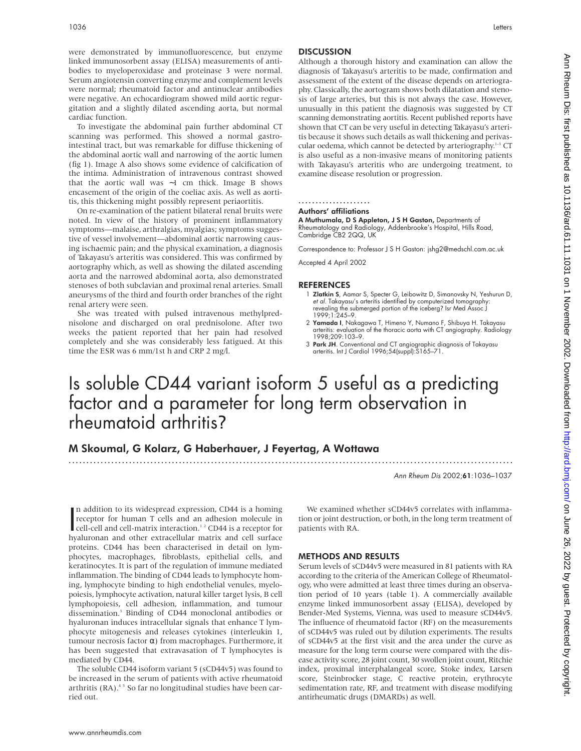were demonstrated by immunofluorescence, but enzyme linked immunosorbent assay (ELISA) measurements of antibodies to myeloperoxidase and proteinase 3 were normal. Serum angiotensin converting enzyme and complement levels were normal; rheumatoid factor and antinuclear antibodies were negative. An echocardiogram showed mild aortic regurgitation and a slightly dilated ascending aorta, but normal cardiac function.

To investigate the abdominal pain further abdominal CT scanning was performed. This showed a normal gastrointestinal tract, but was remarkable for diffuse thickening of the abdominal aortic wall and narrowing of the aortic lumen (fig 1). Image A also shows some evidence of calcification of the intima. Administration of intravenous contrast showed that the aortic wall was ~1 cm thick. Image B shows encasement of the origin of the coeliac axis. As well as aortitis, this thickening might possibly represent periaortitis.

On re-examination of the patient bilateral renal bruits were noted. In view of the history of prominent inflammatory symptoms—malaise, arthralgias, myalgias; symptoms suggestive of vessel involvement—abdominal aortic narrowing causing ischaemic pain; and the physical examination, a diagnosis of Takayasu's arteritis was considered. This was confirmed by aortography which, as well as showing the dilated ascending aorta and the narrowed abdominal aorta, also demonstrated stenoses of both subclavian and proximal renal arteries. Small aneurysms of the third and fourth order branches of the right renal artery were seen.

She was treated with pulsed intravenous methylprednisolone and discharged on oral prednisolone. After two weeks the patient reported that her pain had resolved completely and she was considerably less fatigued. At this time the ESR was 6 mm/1st h and CRP 2 mg/l.

## DISCUSSION

Although a thorough history and examination can allow the diagnosis of Takayasu's arteritis to be made, confirmation and assessment of the extent of the disease depends on arteriography. Classically, the aortogram shows both dilatation and stenosis of large arteries, but this is not always the case. However, unusually in this patient the diagnosis was suggested by CT scanning demonstrating aortitis. Recent published reports have shown that CT can be very useful in detecting Takayasu's arteritis because it shows such details as wall thickening and perivascular oedema, which cannot be detected by arteriography.[1–3] CT is also useful as a non-invasive means of monitoring patients with Takayasu's arteritis who are undergoing treatment, to examine disease resolution or progression.

### Authors' affiliations

**A Muthumala, D S Appleton, J S H Gaston,** Departments of Rheumatology and Radiology, Addenbrooke's Hospital, Hills Road, Cambridge CB2 2QQ, UK

Correspondence to: Professor J S H Gaston: jshg2@medschl.cam.ac.uk

Accepted 4 April 2002

### REFERENCES

1. **Zlatkin S**, Aamar S, Specter G, Leibowitz D, Simanovsky N, Yeshurun D, *et al*. Takayasu's arteritis identified by computerized tomography: revealing the submerged portion of the iceberg? Isr Med Assoc J 1999;1:245–9.
2. **Yamada I**, Nakagawa T, Himeno Y, Numano F, Shibuya H. Takayasu arteritis: evaluation of the thoracic aorta with CT angiography. Radiology 1998;209:103–9.
3. **Park JH**. Conventional and CT angiographic diagnosis of Takayasu arteritis. Int J Cardiol 1996;54(suppl):S165–71.

# Is soluble CD44 variant isoform 5 useful as a predicting factor and a parameter for long term observation in rheumatoid arthritis?

**M Skoumal, G Kolarz, G Haberhauer, J Feyertag, A Wottawa**

In addition to its widespread expression, CD44 is a homing receptor for human T cells and an adhesion molecule in cell-cell and cell-matrix interaction.[1,2] CD44 is a receptor for hyaluronan and other extracellular matrix and cell surface proteins. CD44 has been characterised in detail on lymphocytes, macrophages, fibroblasts, epithelial cells, and keratinocytes. It is part of the regulation of immune mediated inflammation. The binding of CD44 leads to lymphocyte homing, lymphocyte binding to high endothelial venules, myelopoiesis, lymphocyte activation, natural killer target lysis, B cell lymphopoiesis, cell adhesion, inflammation, and tumour dissemination.[3] Binding of CD44 monoclonal antibodies or hyaluronan induces intracellular signals that enhance T lymphocyte mitogenesis and releases cytokines (interleukin 1, tumour necrosis factor α) from macrophages. Furthermore, it has been suggested that extravasation of T lymphocytes is mediated by CD44.

The soluble CD44 isoform variant 5 (sCD44v5) was found to be increased in the serum of patients with active rheumatoid arthritis (RA).[4,5] So far no longitudinal studies have been carried out.

We examined whether sCD44v5 correlates with inflammation or joint destruction, or both, in the long term treatment of patients with RA.

## METHODS AND RESULTS

Serum levels of sCD44v5 were measured in 81 patients with RA according to the criteria of the American College of Rheumatology, who were admitted at least three times during an observation period of 10 years (table 1). A commercially available enzyme linked immunosorbent assay (ELISA), developed by Bender-Med Systems, Vienna, was used to measure sCD44v5. The influence of rheumatoid factor (RF) on the measurements of sCD44v5 was ruled out by dilution experiments. The results of sCD44v5 at the first visit and the area under the curve as measure for the long term course were compared with the disease activity score, 28 joint count, 30 swollen joint count, Ritchie index, proximal interphalangeal score, Stoke index, Larsen score, Steinbrocker stage, C reactive protein, erythrocyte sedimentation rate, RF, and treatment with disease modifying antirheumatic drugs (DMARDs) as well.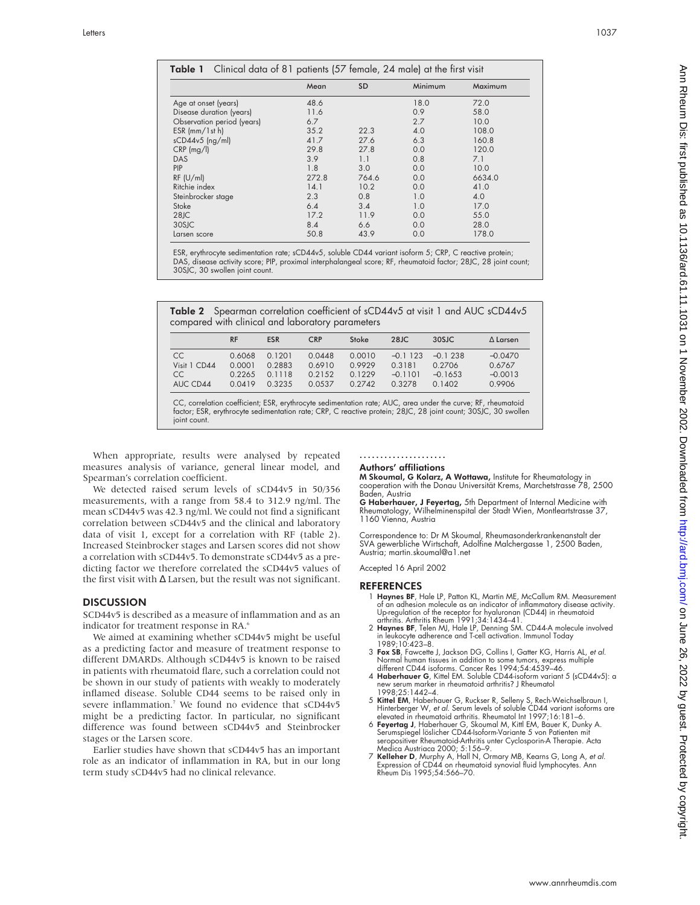**Table 1** Clinical data of 81 patients (57 female, 24 male) at the first visit

| | Mean | SD | Minimum | Maximum |
|---|---|---|---|---|
| Age at onset (years) | 48.6 | | 18.0 | 72.0 |
| Disease duration (years) | 11.6 | | 0.9 | 58.0 |
| Observation period (years) | 6.7 | | 2.7 | 10.0 |
| ESR (mm/1st h) | 35.2 | 22.3 | 4.0 | 108.0 |
| sCD44v5 (ng/ml) | 41.7 | 27.6 | 6.3 | 160.8 |
| CRP (mg/l) | 29.8 | 27.8 | 0.0 | 120.0 |
| DAS | 3.9 | 1.1 | 0.8 | 7.1 |
| PIP | 1.8 | 3.0 | 0.0 | 10.0 |
| RF (U/ml) | 272.8 | 764.6 | 0.0 | 6634.0 |
| Ritchie index | 14.1 | 10.2 | 0.0 | 41.0 |
| Steinbrocker stage | 2.3 | 0.8 | 1.0 | 4.0 |
| Stoke | 6.4 | 3.4 | 1.0 | 17.0 |
| 28JC | 17.2 | 11.9 | 0.0 | 55.0 |
| 30SJC | 8.4 | 6.6 | 0.0 | 28.0 |
| Larsen score | 50.8 | 43.9 | 0.0 | 178.0 |

ESR, erythrocyte sedimentation rate; sCD44v5, soluble CD44 variant isoform 5; CRP, C reactive protein; DAS, disease activity score; PIP, proximal interphalangeal score; RF, rheumatoid factor; 28JC, 28 joint count; 30SJC, 30 swollen joint count.

**Table 2** Spearman correlation coefficient of sCD44v5 at visit 1 and AUC sCD44v5 compared with clinical and laboratory parameters

| | RF | ESR | CRP | Stoke | 28JC | 30SJC | Δ Larsen |
|---|---|---|---|---|---|---|---|
| CC | 0.6068 | 0.1201 | 0.0448 | 0.0010 | −0.1 123 | −0.1 238 | −0.0470 |
| Visit 1 CD44 | 0.0001 | 0.2883 | 0.6910 | 0.9929 | 0.3181 | 0.2706 | 0.6767 |
| CC | 0.2265 | 0.1118 | 0.2152 | 0.1229 | −0.1101 | −0.1653 | −0.0013 |
| AUC CD44 | 0.0419 | 0.3235 | 0.0537 | 0.2742 | 0.3278 | 0.1402 | 0.9906 |

CC, correlation coefficient; ESR, erythrocyte sedimentation rate; AUC, area under the curve; RF, rheumatoid factor; ESR, erythrocyte sedimentation rate; CRP, C reactive protein; 28JC, 28 joint count; 30SJC, 30 swollen joint count.

When appropriate, results were analysed by repeated measures analysis of variance, general linear model, and Spearman's correlation coefficient.

We detected raised serum levels of sCD44v5 in 50/356 measurements, with a range from 58.4 to 312.9 ng/ml. The mean sCD44v5 was 42.3 ng/ml. We could not find a significant correlation between sCD44v5 and the clinical and laboratory data of visit 1, except for a correlation with RF (table 2). Increased Steinbrocker stages and Larsen scores did not show a correlation with sCD44v5. To demonstrate sCD44v5 as a predicting factor we therefore correlated the sCD44v5 values of the first visit with Δ Larsen, but the result was not significant.

## DISCUSSION

SCD44v5 is described as a measure of inflammation and as an indicator for treatment response in RA.[6]

We aimed at examining whether sCD44v5 might be useful as a predicting factor and measure of treatment response to different DMARDs. Although sCD44v5 is known to be raised in patients with rheumatoid flare, such a correlation could not be shown in our study of patients with weakly to moderately inflamed disease. Soluble CD44 seems to be raised only in severe inflammation.[7] We found no evidence that sCD44v5 might be a predicting factor. In particular, no significant difference was found between sCD44v5 and Steinbrocker stages or the Larsen score.

Earlier studies have shown that sCD44v5 has an important role as an indicator of inflammation in RA, but in our long term study sCD44v5 had no clinical relevance.

### Authors' affiliations

**M Skoumal, G Kolarz, A Wottawa,** Institute for Rheumatology in cooperation with the Donau Universität Krems, Marchetstrasse 78, 2500 Baden, Austria

**G Haberhauer, J Feyertag,** 5th Department of Internal Medicine with Rheumatology, Wilhelminenspital der Stadt Wien, Montleartstrasse 37, 1160 Vienna, Austria

Correspondence to: Dr M Skoumal, Rheumasonderkrankenanstalt der SVA gewerbliche Wirtschaft, Adolfine Malchergasse 1, 2500 Baden, Austria; martin.skoumal@a1.net

Accepted 16 April 2002

## REFERENCES

1. **Haynes BF**, Hale LP, Patton KL, Martin ME, McCallum RM. Measurement of an adhesion molecule as an indicator of inflammatory disease activity. Up-regulation of the receptor for hyaluronan (CD44) in rheumatoid arthritis. Arthritis Rheum 1991;34:1434–41.
2. **Haynes BF**, Telen MJ, Hale LP, Denning SM. CD44-A molecule involved in leukocyte adherence and T-cell activation. Immunol Today 1989;10:423–8.
3. **Fox SB**, Fawcette J, Jackson DG, Collins I, Gatter KG, Harris AL, *et al.* Normal human tissues in addition to some tumors, express multiple different CD44 isoforms. Cancer Res 1994;54:4539–46.
4. **Haberhauer G**, Kittel EM. Soluble CD44-isoform variant 5 (sCD44v5): a new serum marker in rheumatoid arthritis? J Rheumatol 1998;25:1442–4.
5. **Kittel EM**, Haberhauer G, Ruckser R, Selleny S, Rech-Weichselbraun I, Hinterberger W, *et al.* Serum levels of soluble CD44 variant isoforms are elevated in rheumatoid arthritis. Rheumatol Int 1997;16:181–6.
6. **Feyertag J**, Haberhauer G, Skoumal M, Kittl EM, Bauer K, Dunky A. Serumspiegel löslicher CD44-Isoform-Variante 5 von Patienten mit seropositiver Rheumatoid-Arthritis unter Cyclosporin-A Therapie. Acta Medica Austriaca 2000; 5:156–9.
7. **Kelleher D**, Murphy A, Hall N, Ormary MB, Kearns G, Long A, *et al.* Expression of CD44 on rheumatoid synovial fluid lymphocytes. Ann Rheum Dis 1995;54:566–70.